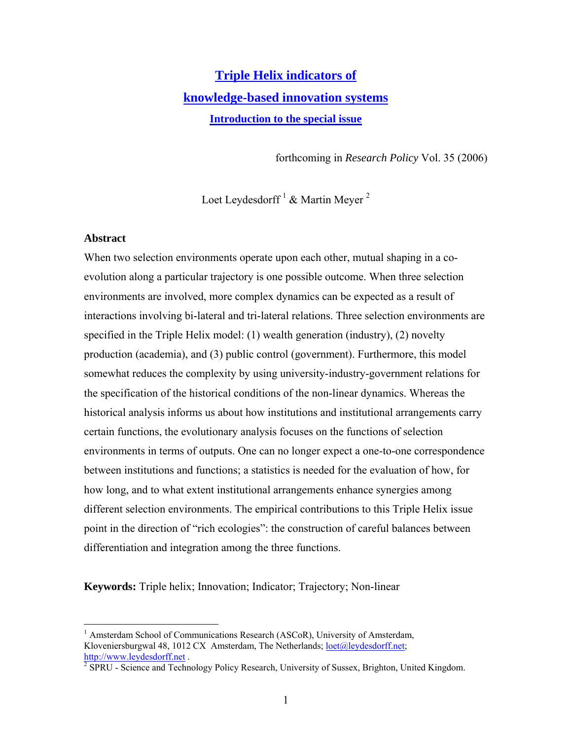# Triple Helix indicators of knowledge-based innovation systems

## Introduction to the special issue

forthcoming in *Research Policy* Vol. 35 (2006)

Loet Leydesdorff [1] & Martin Meyer [2]

**Abstract**

When two selection environments operate upon each other, mutual shaping in a co-evolution along a particular trajectory is one possible outcome. When three selection environments are involved, more complex dynamics can be expected as a result of interactions involving bi-lateral and tri-lateral relations. Three selection environments are specified in the Triple Helix model: (1) wealth generation (industry), (2) novelty production (academia), and (3) public control (government). Furthermore, this model somewhat reduces the complexity by using university-industry-government relations for the specification of the historical conditions of the non-linear dynamics. Whereas the historical analysis informs us about how institutions and institutional arrangements carry certain functions, the evolutionary analysis focuses on the functions of selection environments in terms of outputs. One can no longer expect a one-to-one correspondence between institutions and functions; a statistics is needed for the evaluation of how, for how long, and to what extent institutional arrangements enhance synergies among different selection environments. The empirical contributions to this Triple Helix issue point in the direction of "rich ecologies": the construction of careful balances between differentiation and integration among the three functions.

**Keywords:** Triple helix; Innovation; Indicator; Trajectory; Non-linear

---

[1] Amsterdam School of Communications Research (ASCoR), University of Amsterdam, Kloveniersburgwal 48, 1012 CX Amsterdam, The Netherlands; loet@leydesdorff.net; http://www.leydesdorff.net .

[2] SPRU - Science and Technology Policy Research, University of Sussex, Brighton, United Kingdom.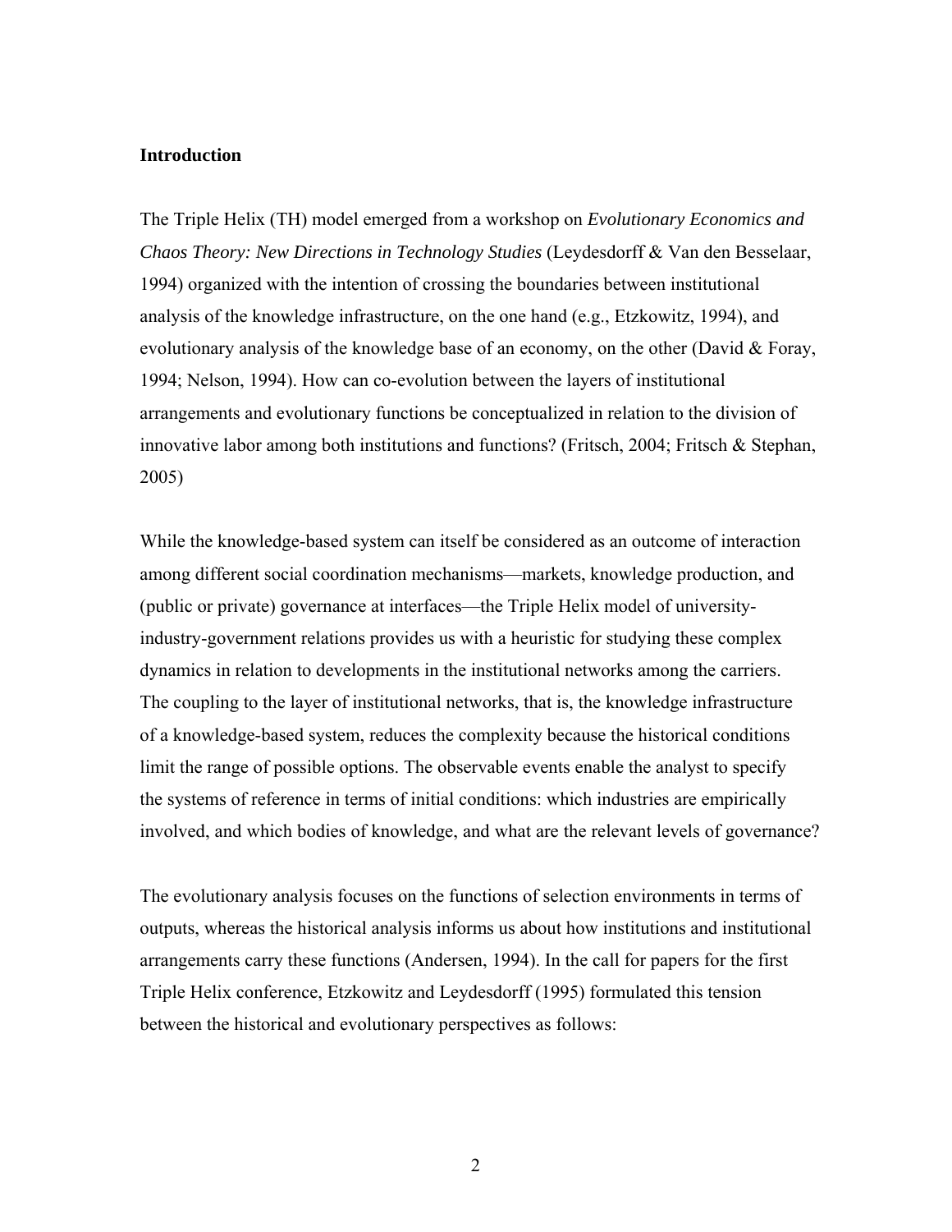## Introduction

The Triple Helix (TH) model emerged from a workshop on *Evolutionary Economics and Chaos Theory: New Directions in Technology Studies* (Leydesdorff & Van den Besselaar, 1994) organized with the intention of crossing the boundaries between institutional analysis of the knowledge infrastructure, on the one hand (e.g., Etzkowitz, 1994), and evolutionary analysis of the knowledge base of an economy, on the other (David & Foray, 1994; Nelson, 1994). How can co-evolution between the layers of institutional arrangements and evolutionary functions be conceptualized in relation to the division of innovative labor among both institutions and functions? (Fritsch, 2004; Fritsch & Stephan, 2005)

While the knowledge-based system can itself be considered as an outcome of interaction among different social coordination mechanisms—markets, knowledge production, and (public or private) governance at interfaces—the Triple Helix model of university-industry-government relations provides us with a heuristic for studying these complex dynamics in relation to developments in the institutional networks among the carriers. The coupling to the layer of institutional networks, that is, the knowledge infrastructure of a knowledge-based system, reduces the complexity because the historical conditions limit the range of possible options. The observable events enable the analyst to specify the systems of reference in terms of initial conditions: which industries are empirically involved, and which bodies of knowledge, and what are the relevant levels of governance?

The evolutionary analysis focuses on the functions of selection environments in terms of outputs, whereas the historical analysis informs us about how institutions and institutional arrangements carry these functions (Andersen, 1994). In the call for papers for the first Triple Helix conference, Etzkowitz and Leydesdorff (1995) formulated this tension between the historical and evolutionary perspectives as follows: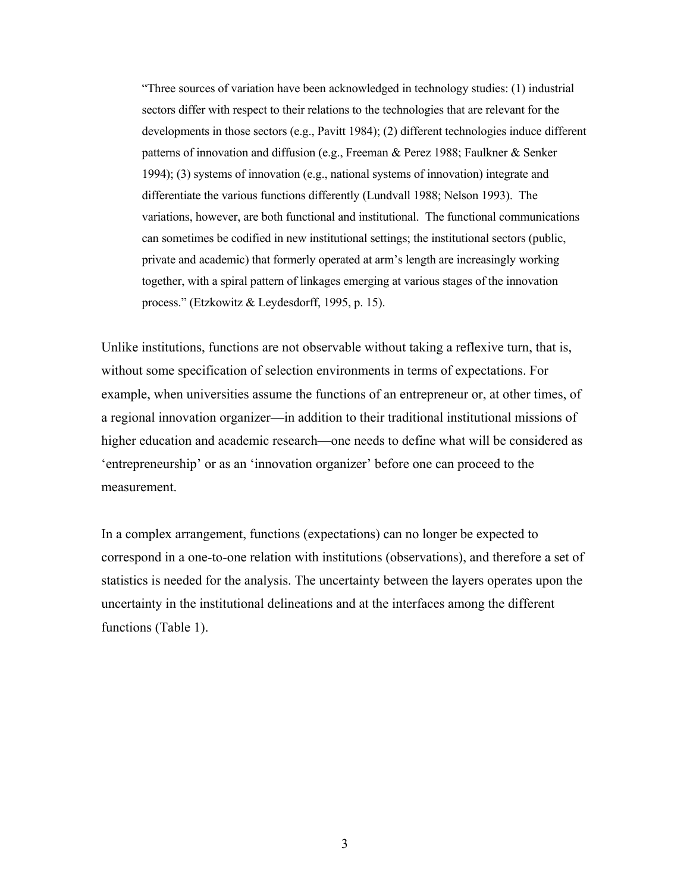> "Three sources of variation have been acknowledged in technology studies: (1) industrial sectors differ with respect to their relations to the technologies that are relevant for the developments in those sectors (e.g., Pavitt 1984); (2) different technologies induce different patterns of innovation and diffusion (e.g., Freeman & Perez 1988; Faulkner & Senker 1994); (3) systems of innovation (e.g., national systems of innovation) integrate and differentiate the various functions differently (Lundvall 1988; Nelson 1993). The variations, however, are both functional and institutional. The functional communications can sometimes be codified in new institutional settings; the institutional sectors (public, private and academic) that formerly operated at arm's length are increasingly working together, with a spiral pattern of linkages emerging at various stages of the innovation process." (Etzkowitz & Leydesdorff, 1995, p. 15).

Unlike institutions, functions are not observable without taking a reflexive turn, that is, without some specification of selection environments in terms of expectations. For example, when universities assume the functions of an entrepreneur or, at other times, of a regional innovation organizer—in addition to their traditional institutional missions of higher education and academic research—one needs to define what will be considered as 'entrepreneurship' or as an 'innovation organizer' before one can proceed to the measurement.

In a complex arrangement, functions (expectations) can no longer be expected to correspond in a one-to-one relation with institutions (observations), and therefore a set of statistics is needed for the analysis. The uncertainty between the layers operates upon the uncertainty in the institutional delineations and at the interfaces among the different functions (Table 1).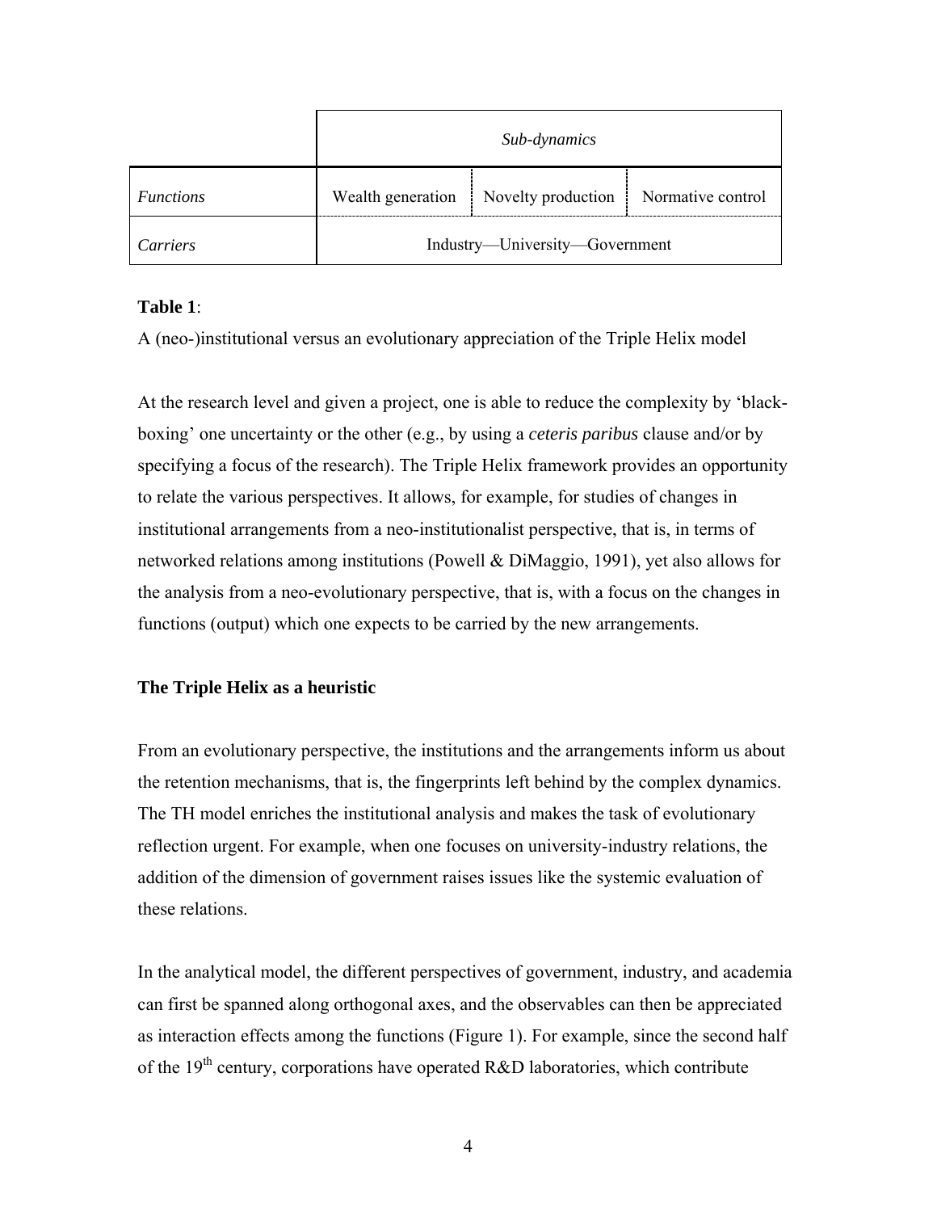| | *Sub-dynamics* | | |
|---|---|---|---|
| *Functions* | Wealth generation | Novelty production | Normative control |
| *Carriers* | Industry—University—Government | | |

**Table 1**:

A (neo-)institutional versus an evolutionary appreciation of the Triple Helix model

At the research level and given a project, one is able to reduce the complexity by 'black-boxing' one uncertainty or the other (e.g., by using a *ceteris paribus* clause and/or by specifying a focus of the research). The Triple Helix framework provides an opportunity to relate the various perspectives. It allows, for example, for studies of changes in institutional arrangements from a neo-institutionalist perspective, that is, in terms of networked relations among institutions (Powell & DiMaggio, 1991), yet also allows for the analysis from a neo-evolutionary perspective, that is, with a focus on the changes in functions (output) which one expects to be carried by the new arrangements.

## The Triple Helix as a heuristic

From an evolutionary perspective, the institutions and the arrangements inform us about the retention mechanisms, that is, the fingerprints left behind by the complex dynamics. The TH model enriches the institutional analysis and makes the task of evolutionary reflection urgent. For example, when one focuses on university-industry relations, the addition of the dimension of government raises issues like the systemic evaluation of these relations.

In the analytical model, the different perspectives of government, industry, and academia can first be spanned along orthogonal axes, and the observables can then be appreciated as interaction effects among the functions (Figure 1). For example, since the second half of the 19th century, corporations have operated R&D laboratories, which contribute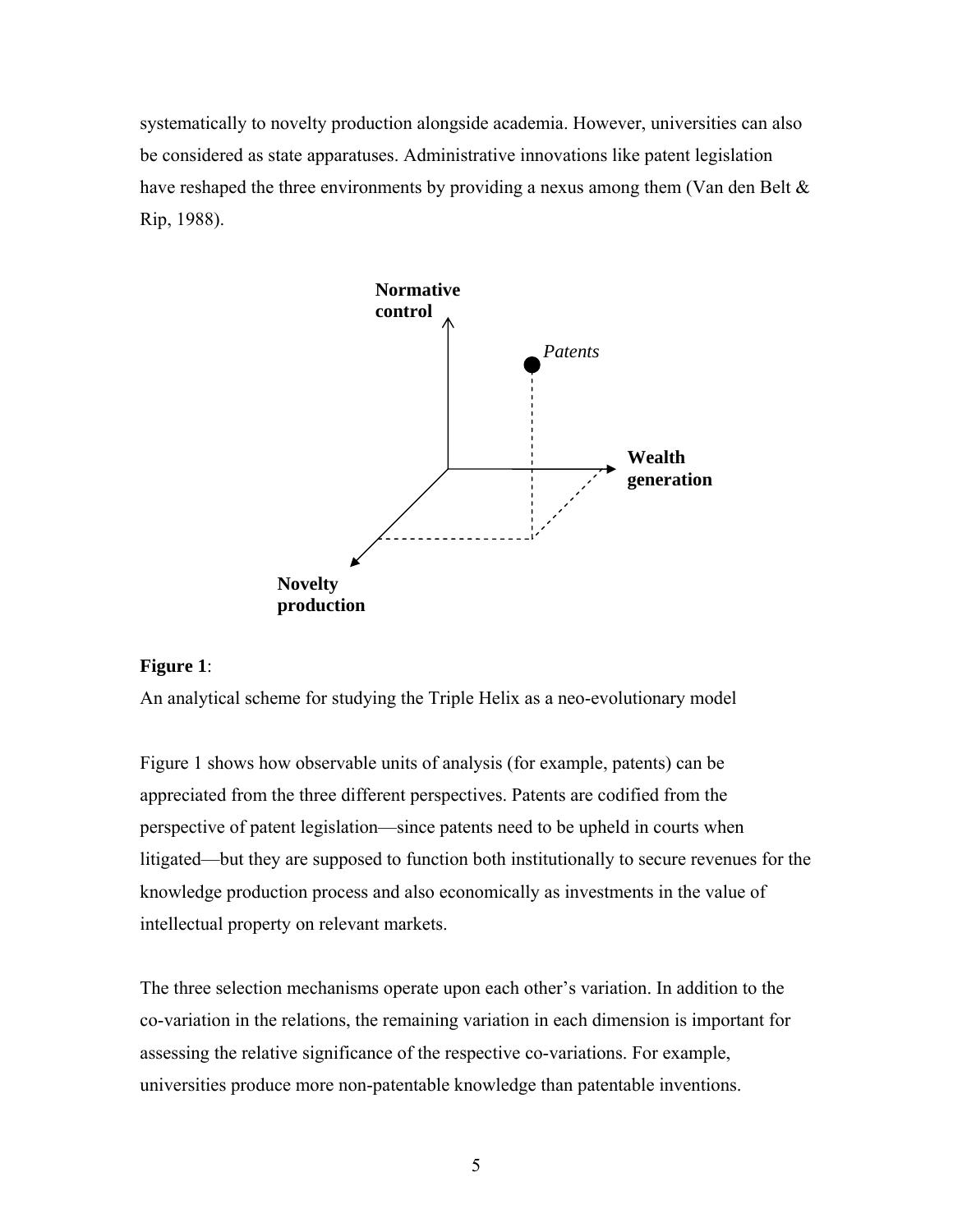systematically to novelty production alongside academia. However, universities can also be considered as state apparatuses. Administrative innovations like patent legislation have reshaped the three environments by providing a nexus among them (Van den Belt & Rip, 1988).

**Figure 1**:
An analytical scheme for studying the Triple Helix as a neo-evolutionary model

Figure 1 shows how observable units of analysis (for example, patents) can be appreciated from the three different perspectives. Patents are codified from the perspective of patent legislation—since patents need to be upheld in courts when litigated—but they are supposed to function both institutionally to secure revenues for the knowledge production process and also economically as investments in the value of intellectual property on relevant markets.

The three selection mechanisms operate upon each other's variation. In addition to the co-variation in the relations, the remaining variation in each dimension is important for assessing the relative significance of the respective co-variations. For example, universities produce more non-patentable knowledge than patentable inventions.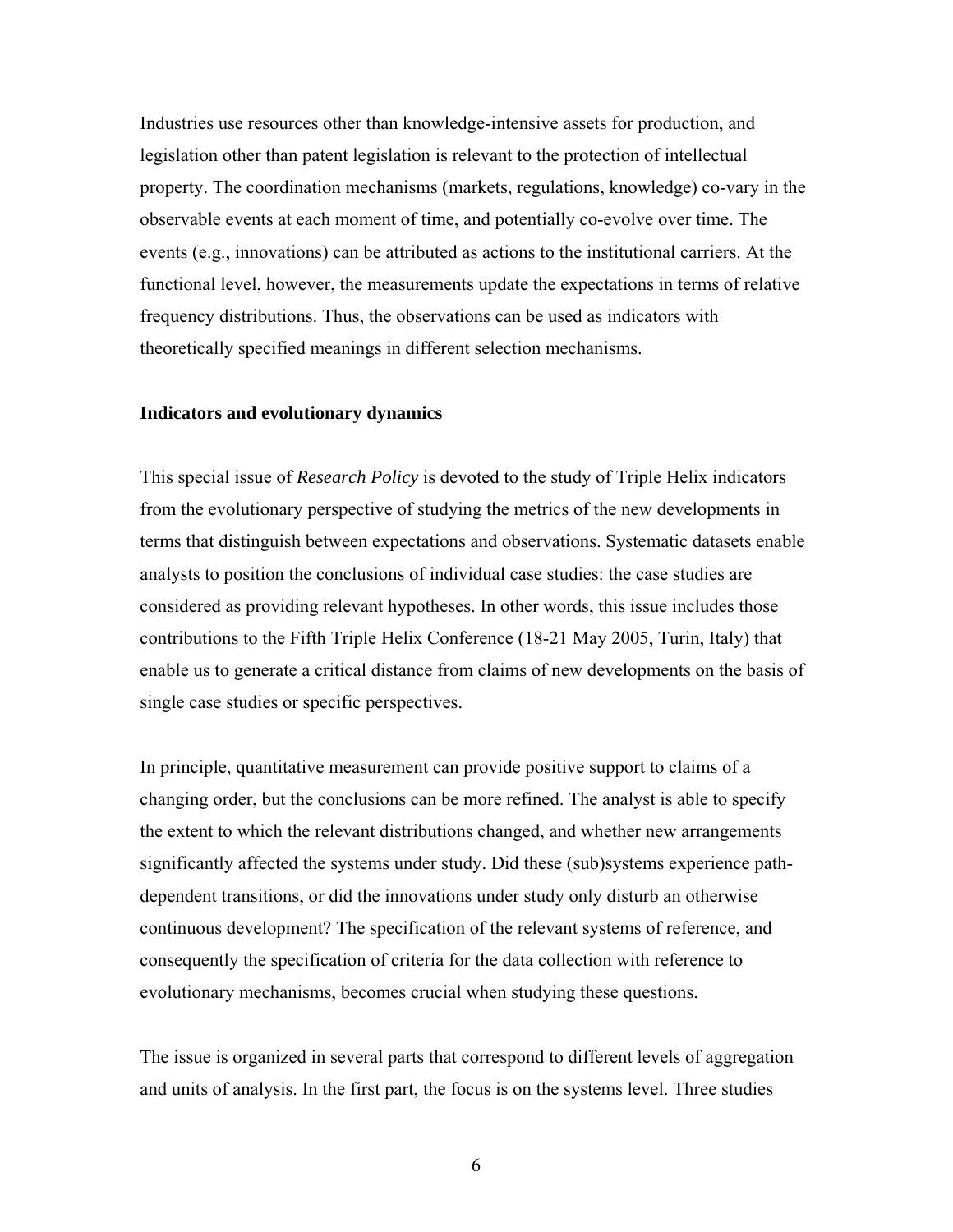Industries use resources other than knowledge-intensive assets for production, and legislation other than patent legislation is relevant to the protection of intellectual property. The coordination mechanisms (markets, regulations, knowledge) co-vary in the observable events at each moment of time, and potentially co-evolve over time. The events (e.g., innovations) can be attributed as actions to the institutional carriers. At the functional level, however, the measurements update the expectations in terms of relative frequency distributions. Thus, the observations can be used as indicators with theoretically specified meanings in different selection mechanisms.

**Indicators and evolutionary dynamics**

This special issue of *Research Policy* is devoted to the study of Triple Helix indicators from the evolutionary perspective of studying the metrics of the new developments in terms that distinguish between expectations and observations. Systematic datasets enable analysts to position the conclusions of individual case studies: the case studies are considered as providing relevant hypotheses. In other words, this issue includes those contributions to the Fifth Triple Helix Conference (18-21 May 2005, Turin, Italy) that enable us to generate a critical distance from claims of new developments on the basis of single case studies or specific perspectives.

In principle, quantitative measurement can provide positive support to claims of a changing order, but the conclusions can be more refined. The analyst is able to specify the extent to which the relevant distributions changed, and whether new arrangements significantly affected the systems under study. Did these (sub)systems experience path-dependent transitions, or did the innovations under study only disturb an otherwise continuous development? The specification of the relevant systems of reference, and consequently the specification of criteria for the data collection with reference to evolutionary mechanisms, becomes crucial when studying these questions.

The issue is organized in several parts that correspond to different levels of aggregation and units of analysis. In the first part, the focus is on the systems level. Three studies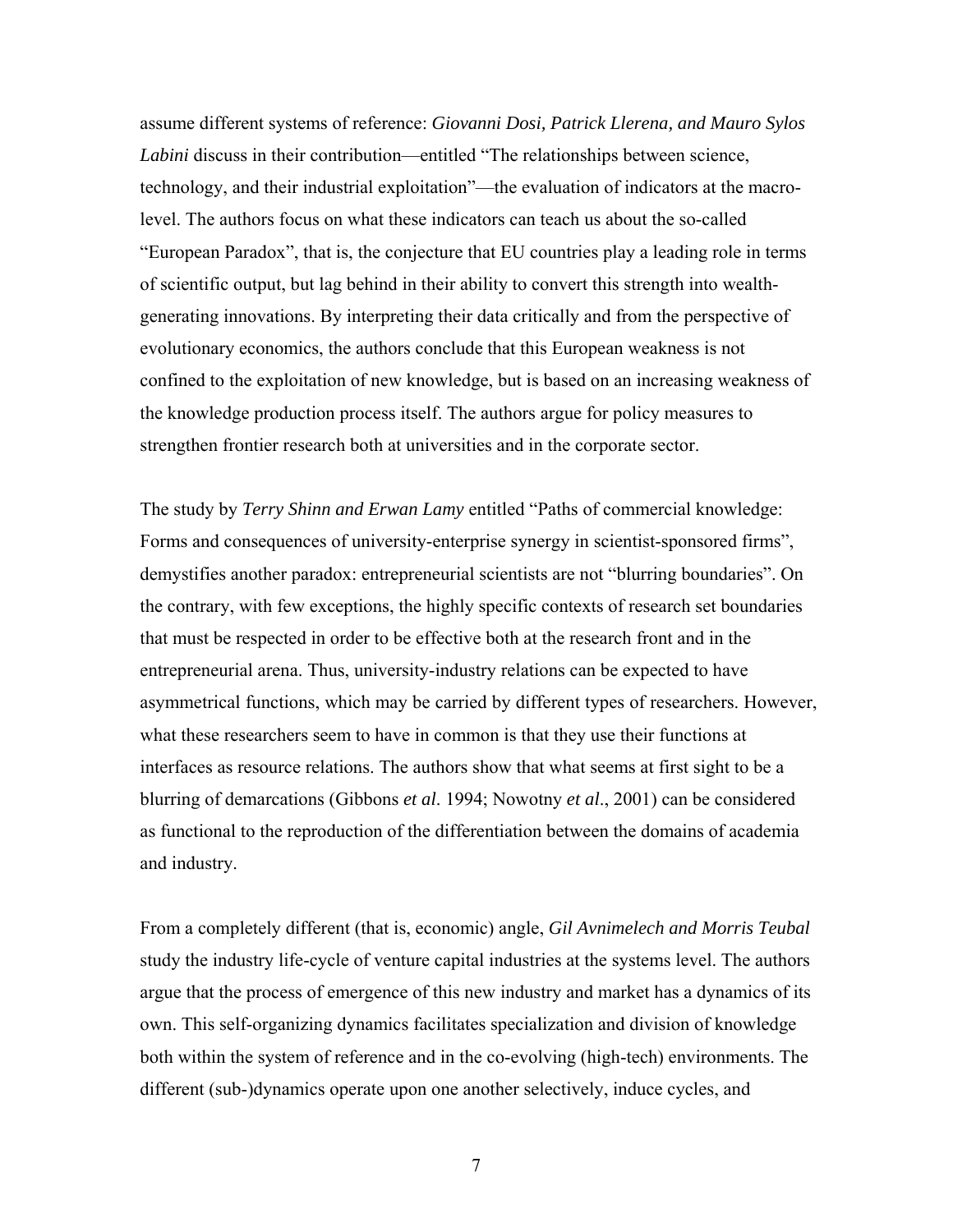assume different systems of reference: ***Giovanni Dosi, Patrick Llerena, and Mauro Sylos Labini*** discuss in their contribution—entitled "The relationships between science, technology, and their industrial exploitation"—the evaluation of indicators at the macro-level. The authors focus on what these indicators can teach us about the so-called "European Paradox", that is, the conjecture that EU countries play a leading role in terms of scientific output, but lag behind in their ability to convert this strength into wealth-generating innovations. By interpreting their data critically and from the perspective of evolutionary economics, the authors conclude that this European weakness is not confined to the exploitation of new knowledge, but is based on an increasing weakness of the knowledge production process itself. The authors argue for policy measures to strengthen frontier research both at universities and in the corporate sector.

The study by *Terry Shinn and Erwan Lamy* entitled "Paths of commercial knowledge: Forms and consequences of university-enterprise synergy in scientist-sponsored firms", demystifies another paradox: entrepreneurial scientists are not "blurring boundaries". On the contrary, with few exceptions, the highly specific contexts of research set boundaries that must be respected in order to be effective both at the research front and in the entrepreneurial arena. Thus, university-industry relations can be expected to have asymmetrical functions, which may be carried by different types of researchers. However, what these researchers seem to have in common is that they use their functions at interfaces as resource relations. The authors show that what seems at first sight to be a blurring of demarcations (Gibbons *et al.* 1994; Nowotny *et al.*, 2001) can be considered as functional to the reproduction of the differentiation between the domains of academia and industry.

From a completely different (that is, economic) angle, *Gil Avnimelech and Morris Teubal* study the industry life-cycle of venture capital industries at the systems level. The authors argue that the process of emergence of this new industry and market has a dynamics of its own. This self-organizing dynamics facilitates specialization and division of knowledge both within the system of reference and in the co-evolving (high-tech) environments. The different (sub-)dynamics operate upon one another selectively, induce cycles, and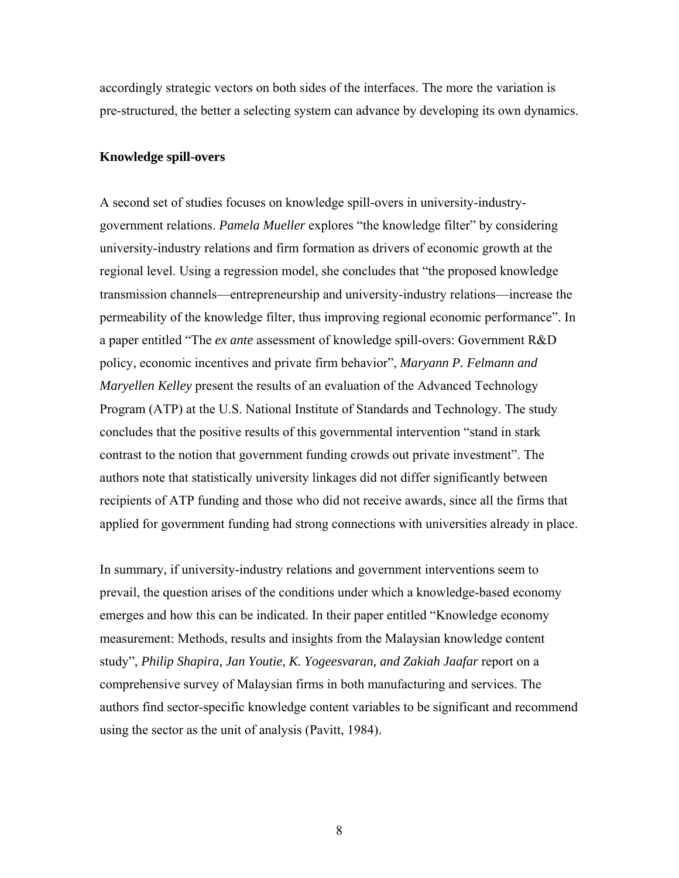accordingly strategic vectors on both sides of the interfaces. The more the variation is pre-structured, the better a selecting system can advance by developing its own dynamics.

**Knowledge spill-overs**

A second set of studies focuses on knowledge spill-overs in university-industry-government relations. *Pamela Mueller* explores "the knowledge filter" by considering university-industry relations and firm formation as drivers of economic growth at the regional level. Using a regression model, she concludes that "the proposed knowledge transmission channels—entrepreneurship and university-industry relations—increase the permeability of the knowledge filter, thus improving regional economic performance". In a paper entitled "The *ex ante* assessment of knowledge spill-overs: Government R&D policy, economic incentives and private firm behavior", *Maryann P. Felmann and Maryellen Kelley* present the results of an evaluation of the Advanced Technology Program (ATP) at the U.S. National Institute of Standards and Technology. The study concludes that the positive results of this governmental intervention "stand in stark contrast to the notion that government funding crowds out private investment". The authors note that statistically university linkages did not differ significantly between recipients of ATP funding and those who did not receive awards, since all the firms that applied for government funding had strong connections with universities already in place.

In summary, if university-industry relations and government interventions seem to prevail, the question arises of the conditions under which a knowledge-based economy emerges and how this can be indicated. In their paper entitled "Knowledge economy measurement: Methods, results and insights from the Malaysian knowledge content study", *Philip Shapira, Jan Youtie, K. Yogeesvaran, and Zakiah Jaafar* report on a comprehensive survey of Malaysian firms in both manufacturing and services. The authors find sector-specific knowledge content variables to be significant and recommend using the sector as the unit of analysis (Pavitt, 1984).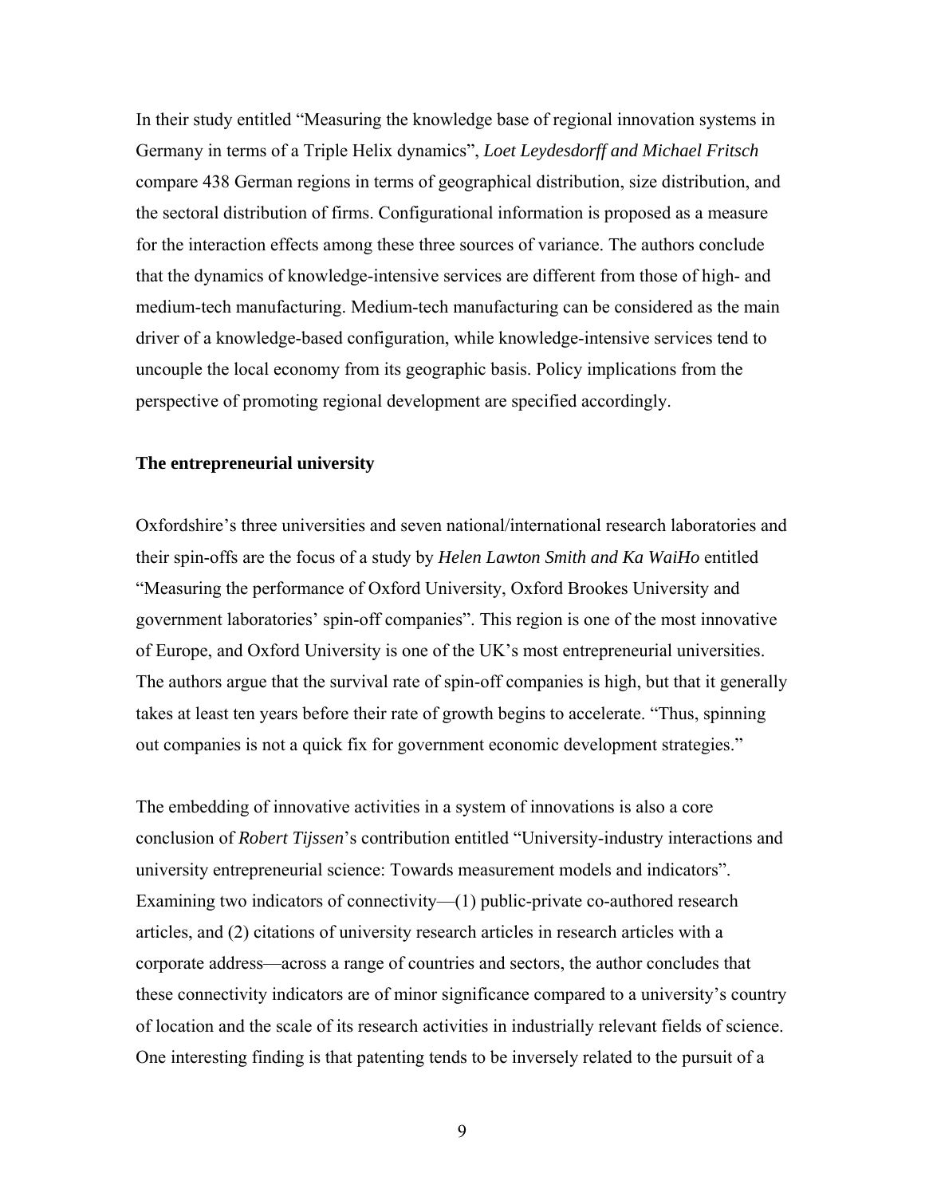In their study entitled "Measuring the knowledge base of regional innovation systems in Germany in terms of a Triple Helix dynamics", *Loet Leydesdorff and Michael Fritsch* compare 438 German regions in terms of geographical distribution, size distribution, and the sectoral distribution of firms. Configurational information is proposed as a measure for the interaction effects among these three sources of variance. The authors conclude that the dynamics of knowledge-intensive services are different from those of high- and medium-tech manufacturing. Medium-tech manufacturing can be considered as the main driver of a knowledge-based configuration, while knowledge-intensive services tend to uncouple the local economy from its geographic basis. Policy implications from the perspective of promoting regional development are specified accordingly.

**The entrepreneurial university**

Oxfordshire's three universities and seven national/international research laboratories and their spin-offs are the focus of a study by *Helen Lawton Smith and Ka WaiHo* entitled "Measuring the performance of Oxford University, Oxford Brookes University and government laboratories' spin-off companies". This region is one of the most innovative of Europe, and Oxford University is one of the UK's most entrepreneurial universities. The authors argue that the survival rate of spin-off companies is high, but that it generally takes at least ten years before their rate of growth begins to accelerate. "Thus, spinning out companies is not a quick fix for government economic development strategies."

The embedding of innovative activities in a system of innovations is also a core conclusion of *Robert Tijssen*'s contribution entitled "University-industry interactions and university entrepreneurial science: Towards measurement models and indicators". Examining two indicators of connectivity—(1) public-private co-authored research articles, and (2) citations of university research articles in research articles with a corporate address—across a range of countries and sectors, the author concludes that these connectivity indicators are of minor significance compared to a university's country of location and the scale of its research activities in industrially relevant fields of science. One interesting finding is that patenting tends to be inversely related to the pursuit of a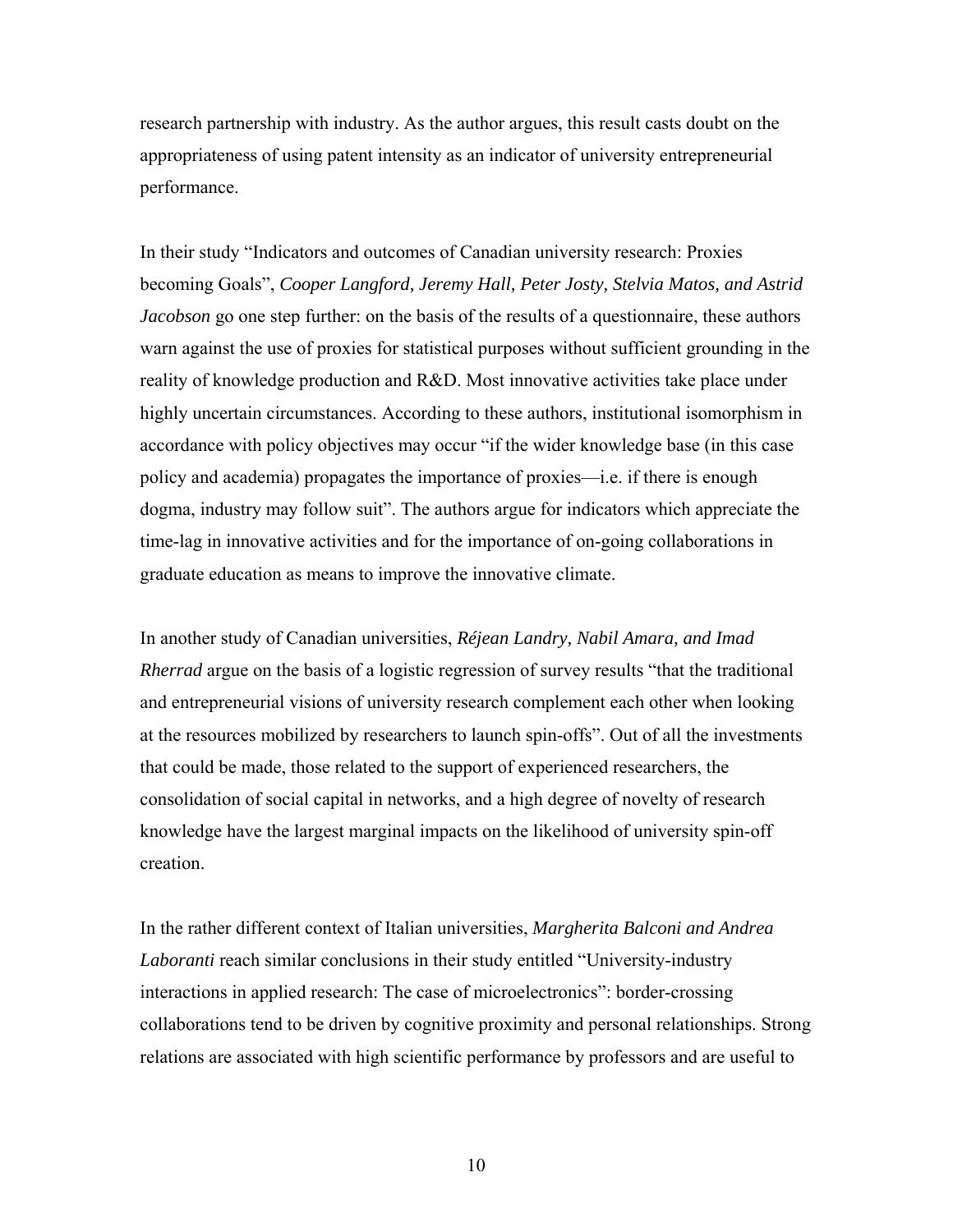research partnership with industry. As the author argues, this result casts doubt on the appropriateness of using patent intensity as an indicator of university entrepreneurial performance.

In their study "Indicators and outcomes of Canadian university research: Proxies becoming Goals", *Cooper Langford, Jeremy Hall, Peter Josty, Stelvia Matos, and Astrid Jacobson* go one step further: on the basis of the results of a questionnaire, these authors warn against the use of proxies for statistical purposes without sufficient grounding in the reality of knowledge production and R&D. Most innovative activities take place under highly uncertain circumstances. According to these authors, institutional isomorphism in accordance with policy objectives may occur "if the wider knowledge base (in this case policy and academia) propagates the importance of proxies—i.e. if there is enough dogma, industry may follow suit". The authors argue for indicators which appreciate the time-lag in innovative activities and for the importance of on-going collaborations in graduate education as means to improve the innovative climate.

In another study of Canadian universities, *Réjean Landry, Nabil Amara, and Imad Rherrad* argue on the basis of a logistic regression of survey results "that the traditional and entrepreneurial visions of university research complement each other when looking at the resources mobilized by researchers to launch spin-offs". Out of all the investments that could be made, those related to the support of experienced researchers, the consolidation of social capital in networks, and a high degree of novelty of research knowledge have the largest marginal impacts on the likelihood of university spin-off creation.

In the rather different context of Italian universities, *Margherita Balconi and Andrea Laboranti* reach similar conclusions in their study entitled "University-industry interactions in applied research: The case of microelectronics": border-crossing collaborations tend to be driven by cognitive proximity and personal relationships. Strong relations are associated with high scientific performance by professors and are useful to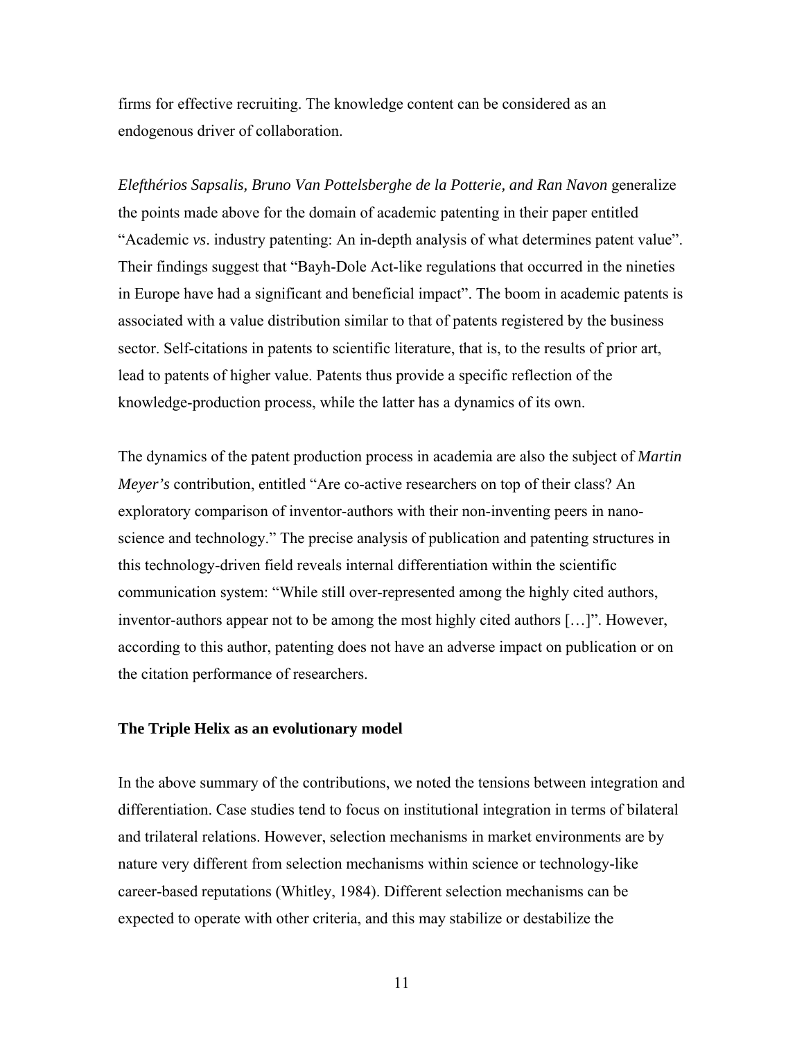firms for effective recruiting. The knowledge content can be considered as an endogenous driver of collaboration.

*Elefthérios Sapsalis, Bruno Van Pottelsberghe de la Potterie, and Ran Navon* generalize the points made above for the domain of academic patenting in their paper entitled "Academic *vs*. industry patenting: An in-depth analysis of what determines patent value". Their findings suggest that "Bayh-Dole Act-like regulations that occurred in the nineties in Europe have had a significant and beneficial impact". The boom in academic patents is associated with a value distribution similar to that of patents registered by the business sector. Self-citations in patents to scientific literature, that is, to the results of prior art, lead to patents of higher value. Patents thus provide a specific reflection of the knowledge-production process, while the latter has a dynamics of its own.

The dynamics of the patent production process in academia are also the subject of *Martin Meyer's* contribution, entitled "Are co-active researchers on top of their class? An exploratory comparison of inventor-authors with their non-inventing peers in nano-science and technology." The precise analysis of publication and patenting structures in this technology-driven field reveals internal differentiation within the scientific communication system: "While still over-represented among the highly cited authors, inventor-authors appear not to be among the most highly cited authors […]". However, according to this author, patenting does not have an adverse impact on publication or on the citation performance of researchers.

## The Triple Helix as an evolutionary model

In the above summary of the contributions, we noted the tensions between integration and differentiation. Case studies tend to focus on institutional integration in terms of bilateral and trilateral relations. However, selection mechanisms in market environments are by nature very different from selection mechanisms within science or technology-like career-based reputations (Whitley, 1984). Different selection mechanisms can be expected to operate with other criteria, and this may stabilize or destabilize the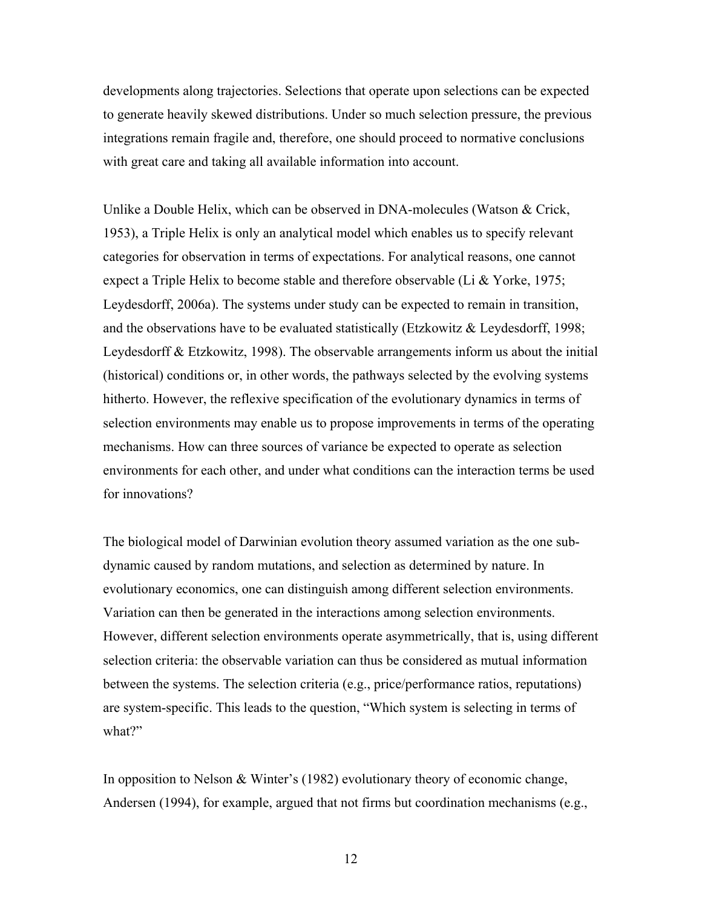developments along trajectories. Selections that operate upon selections can be expected to generate heavily skewed distributions. Under so much selection pressure, the previous integrations remain fragile and, therefore, one should proceed to normative conclusions with great care and taking all available information into account.

Unlike a Double Helix, which can be observed in DNA-molecules (Watson & Crick, 1953), a Triple Helix is only an analytical model which enables us to specify relevant categories for observation in terms of expectations. For analytical reasons, one cannot expect a Triple Helix to become stable and therefore observable (Li & Yorke, 1975; Leydesdorff, 2006a). The systems under study can be expected to remain in transition, and the observations have to be evaluated statistically (Etzkowitz & Leydesdorff, 1998; Leydesdorff & Etzkowitz, 1998). The observable arrangements inform us about the initial (historical) conditions or, in other words, the pathways selected by the evolving systems hitherto. However, the reflexive specification of the evolutionary dynamics in terms of selection environments may enable us to propose improvements in terms of the operating mechanisms. How can three sources of variance be expected to operate as selection environments for each other, and under what conditions can the interaction terms be used for innovations?

The biological model of Darwinian evolution theory assumed variation as the one sub-dynamic caused by random mutations, and selection as determined by nature. In evolutionary economics, one can distinguish among different selection environments. Variation can then be generated in the interactions among selection environments. However, different selection environments operate asymmetrically, that is, using different selection criteria: the observable variation can thus be considered as mutual information between the systems. The selection criteria (e.g., price/performance ratios, reputations) are system-specific. This leads to the question, "Which system is selecting in terms of what?"

In opposition to Nelson & Winter's (1982) evolutionary theory of economic change, Andersen (1994), for example, argued that not firms but coordination mechanisms (e.g.,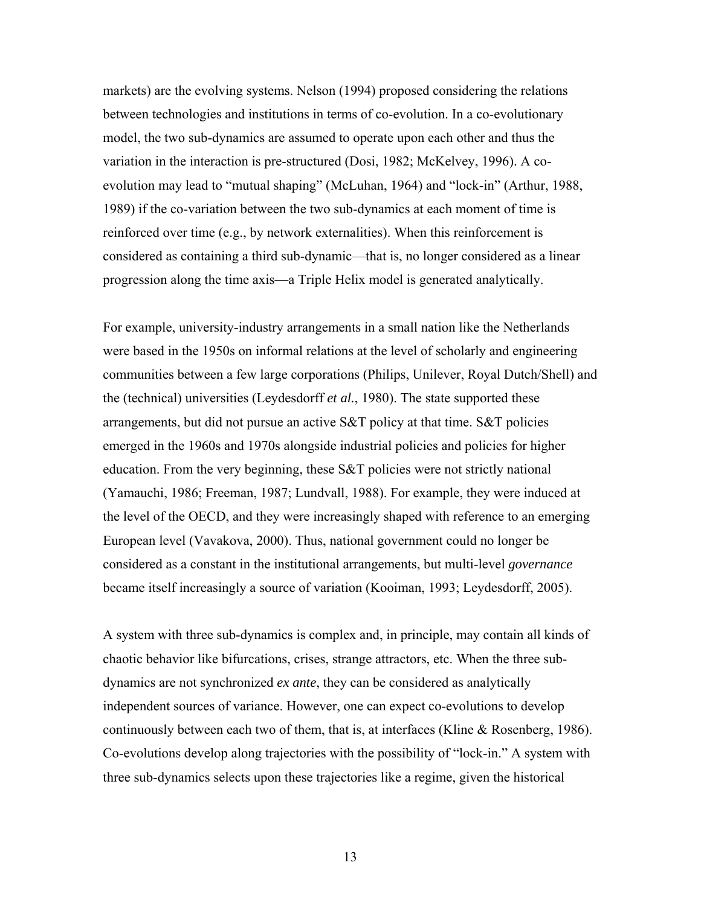markets) are the evolving systems. Nelson (1994) proposed considering the relations between technologies and institutions in terms of co-evolution. In a co-evolutionary model, the two sub-dynamics are assumed to operate upon each other and thus the variation in the interaction is pre-structured (Dosi, 1982; McKelvey, 1996). A co-evolution may lead to "mutual shaping" (McLuhan, 1964) and "lock-in" (Arthur, 1988, 1989) if the co-variation between the two sub-dynamics at each moment of time is reinforced over time (e.g., by network externalities). When this reinforcement is considered as containing a third sub-dynamic—that is, no longer considered as a linear progression along the time axis—a Triple Helix model is generated analytically.

For example, university-industry arrangements in a small nation like the Netherlands were based in the 1950s on informal relations at the level of scholarly and engineering communities between a few large corporations (Philips, Unilever, Royal Dutch/Shell) and the (technical) universities (Leydesdorff *et al.*, 1980). The state supported these arrangements, but did not pursue an active S&T policy at that time. S&T policies emerged in the 1960s and 1970s alongside industrial policies and policies for higher education. From the very beginning, these S&T policies were not strictly national (Yamauchi, 1986; Freeman, 1987; Lundvall, 1988). For example, they were induced at the level of the OECD, and they were increasingly shaped with reference to an emerging European level (Vavakova, 2000). Thus, national government could no longer be considered as a constant in the institutional arrangements, but multi-level *governance* became itself increasingly a source of variation (Kooiman, 1993; Leydesdorff, 2005).

A system with three sub-dynamics is complex and, in principle, may contain all kinds of chaotic behavior like bifurcations, crises, strange attractors, etc. When the three sub-dynamics are not synchronized *ex ante*, they can be considered as analytically independent sources of variance. However, one can expect co-evolutions to develop continuously between each two of them, that is, at interfaces (Kline & Rosenberg, 1986). Co-evolutions develop along trajectories with the possibility of "lock-in." A system with three sub-dynamics selects upon these trajectories like a regime, given the historical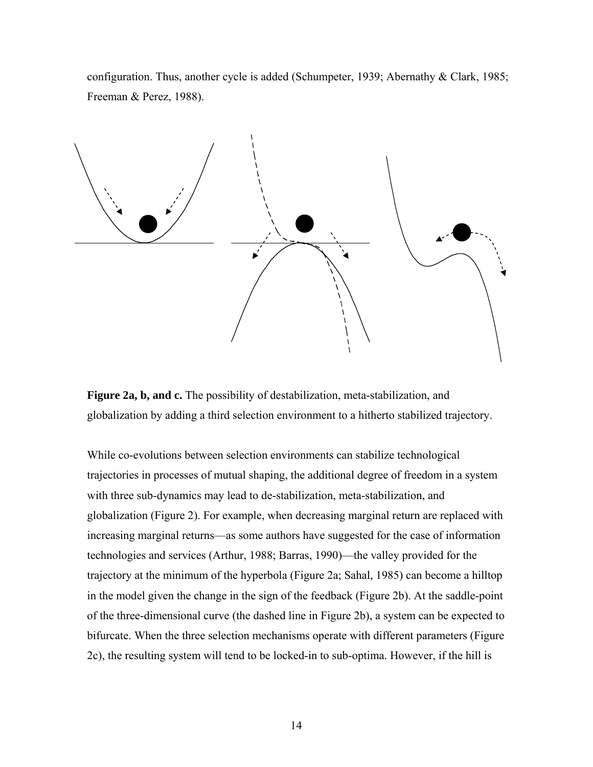configuration. Thus, another cycle is added (Schumpeter, 1939; Abernathy & Clark, 1985; Freeman & Perez, 1988).

**Figure 2a, b, and c.** The possibility of destabilization, meta-stabilization, and globalization by adding a third selection environment to a hitherto stabilized trajectory.

While co-evolutions between selection environments can stabilize technological trajectories in processes of mutual shaping, the additional degree of freedom in a system with three sub-dynamics may lead to de-stabilization, meta-stabilization, and globalization (Figure 2). For example, when decreasing marginal return are replaced with increasing marginal returns—as some authors have suggested for the case of information technologies and services (Arthur, 1988; Barras, 1990)—the valley provided for the trajectory at the minimum of the hyperbola (Figure 2a; Sahal, 1985) can become a hilltop in the model given the change in the sign of the feedback (Figure 2b). At the saddle-point of the three-dimensional curve (the dashed line in Figure 2b), a system can be expected to bifurcate. When the three selection mechanisms operate with different parameters (Figure 2c), the resulting system will tend to be locked-in to sub-optima. However, if the hill is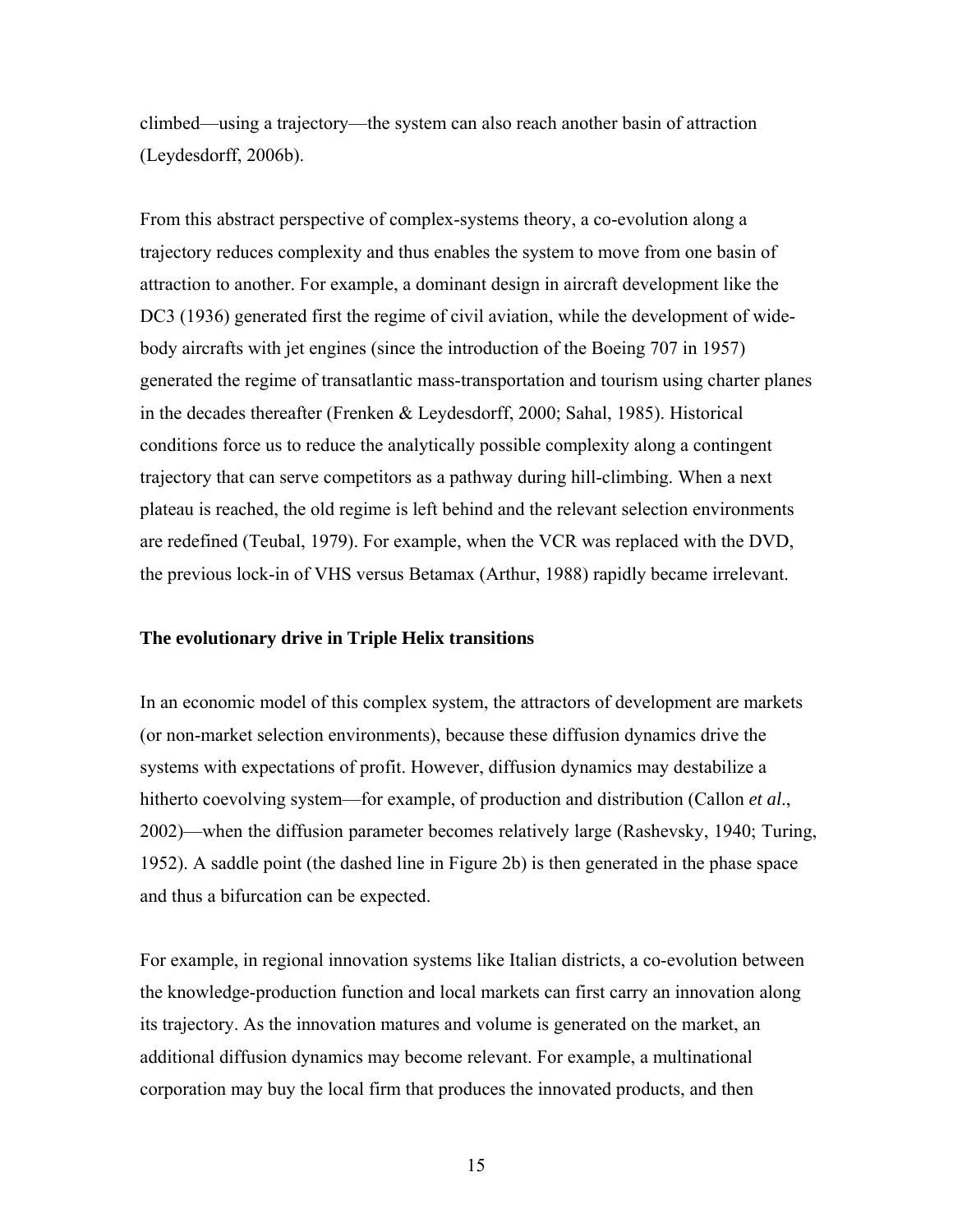climbed—using a trajectory—the system can also reach another basin of attraction (Leydesdorff, 2006b).

From this abstract perspective of complex-systems theory, a co-evolution along a trajectory reduces complexity and thus enables the system to move from one basin of attraction to another. For example, a dominant design in aircraft development like the DC3 (1936) generated first the regime of civil aviation, while the development of wide-body aircrafts with jet engines (since the introduction of the Boeing 707 in 1957) generated the regime of transatlantic mass-transportation and tourism using charter planes in the decades thereafter (Frenken & Leydesdorff, 2000; Sahal, 1985). Historical conditions force us to reduce the analytically possible complexity along a contingent trajectory that can serve competitors as a pathway during hill-climbing. When a next plateau is reached, the old regime is left behind and the relevant selection environments are redefined (Teubal, 1979). For example, when the VCR was replaced with the DVD, the previous lock-in of VHS versus Betamax (Arthur, 1988) rapidly became irrelevant.

### The evolutionary drive in Triple Helix transitions

In an economic model of this complex system, the attractors of development are markets (or non-market selection environments), because these diffusion dynamics drive the systems with expectations of profit. However, diffusion dynamics may destabilize a hitherto coevolving system—for example, of production and distribution (Callon *et al.*, 2002)—when the diffusion parameter becomes relatively large (Rashevsky, 1940; Turing, 1952). A saddle point (the dashed line in Figure 2b) is then generated in the phase space and thus a bifurcation can be expected.

For example, in regional innovation systems like Italian districts, a co-evolution between the knowledge-production function and local markets can first carry an innovation along its trajectory. As the innovation matures and volume is generated on the market, an additional diffusion dynamics may become relevant. For example, a multinational corporation may buy the local firm that produces the innovated products, and then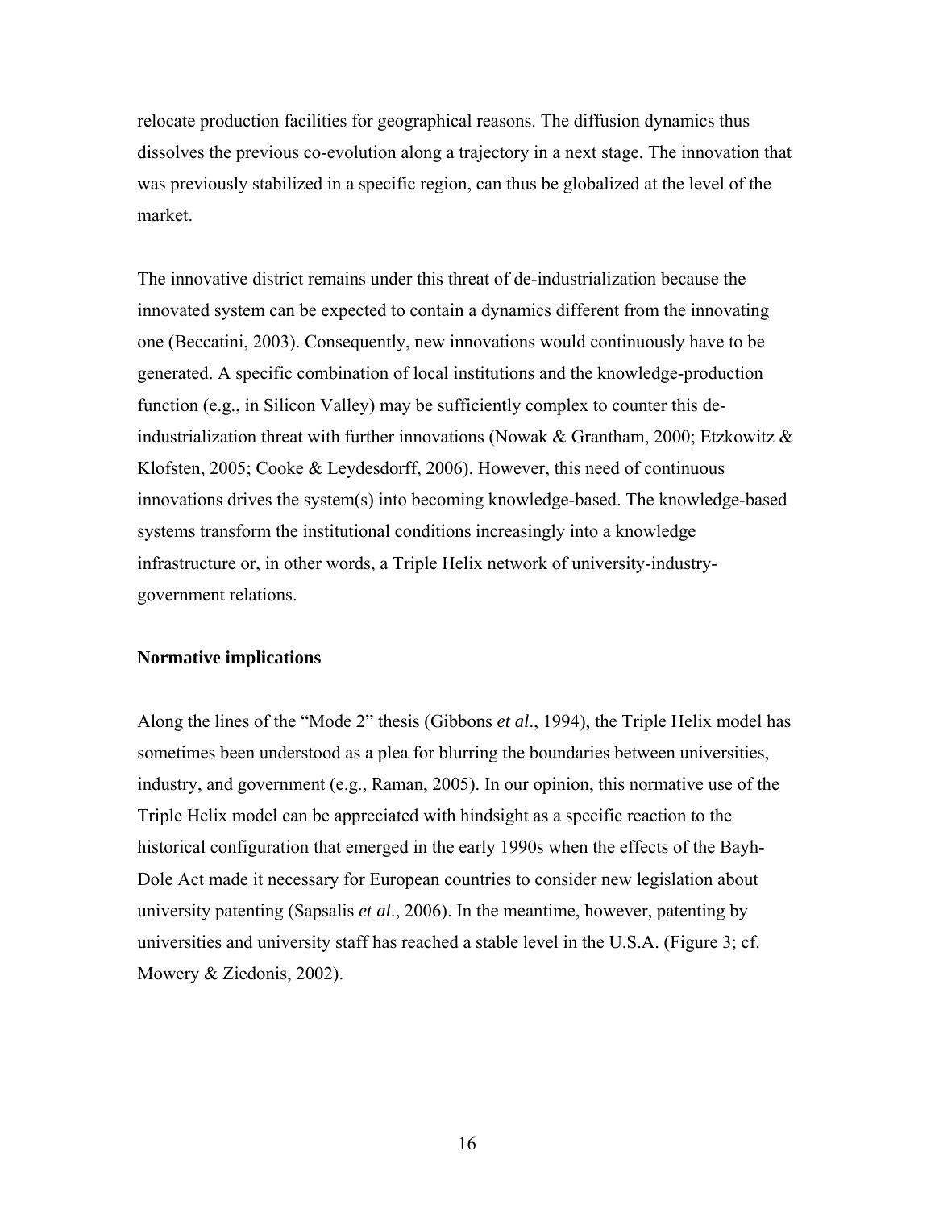relocate production facilities for geographical reasons. The diffusion dynamics thus dissolves the previous co-evolution along a trajectory in a next stage. The innovation that was previously stabilized in a specific region, can thus be globalized at the level of the market.

The innovative district remains under this threat of de-industrialization because the innovated system can be expected to contain a dynamics different from the innovating one (Beccatini, 2003). Consequently, new innovations would continuously have to be generated. A specific combination of local institutions and the knowledge-production function (e.g., in Silicon Valley) may be sufficiently complex to counter this de-industrialization threat with further innovations (Nowak & Grantham, 2000; Etzkowitz & Klofsten, 2005; Cooke & Leydesdorff, 2006). However, this need of continuous innovations drives the system(s) into becoming knowledge-based. The knowledge-based systems transform the institutional conditions increasingly into a knowledge infrastructure or, in other words, a Triple Helix network of university-industry-government relations.

**Normative implications**

Along the lines of the "Mode 2" thesis (Gibbons *et al*., 1994), the Triple Helix model has sometimes been understood as a plea for blurring the boundaries between universities, industry, and government (e.g., Raman, 2005). In our opinion, this normative use of the Triple Helix model can be appreciated with hindsight as a specific reaction to the historical configuration that emerged in the early 1990s when the effects of the Bayh-Dole Act made it necessary for European countries to consider new legislation about university patenting (Sapsalis *et al*., 2006). In the meantime, however, patenting by universities and university staff has reached a stable level in the U.S.A. (Figure 3; cf. Mowery & Ziedonis, 2002).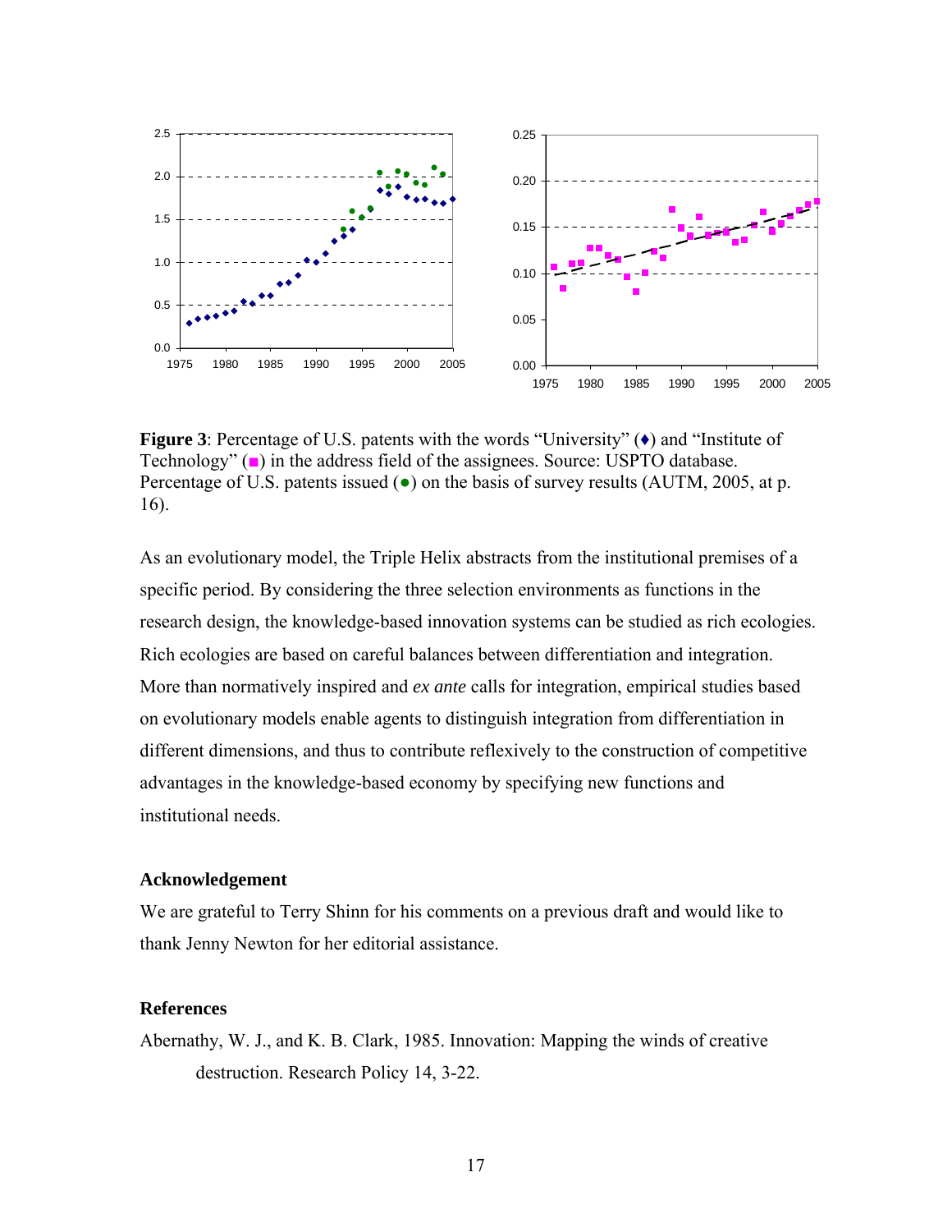**Figure 3**: Percentage of U.S. patents with the words "University" (♦) and "Institute of Technology" (■) in the address field of the assignees. Source: USPTO database. Percentage of U.S. patents issued (●) on the basis of survey results (AUTM, 2005, at p. 16).

As an evolutionary model, the Triple Helix abstracts from the institutional premises of a specific period. By considering the three selection environments as functions in the research design, the knowledge-based innovation systems can be studied as rich ecologies. Rich ecologies are based on careful balances between differentiation and integration. More than normatively inspired and *ex ante* calls for integration, empirical studies based on evolutionary models enable agents to distinguish integration from differentiation in different dimensions, and thus to contribute reflexively to the construction of competitive advantages in the knowledge-based economy by specifying new functions and institutional needs.

### Acknowledgement

We are grateful to Terry Shinn for his comments on a previous draft and would like to thank Jenny Newton for her editorial assistance.

### References

Abernathy, W. J., and K. B. Clark, 1985. Innovation: Mapping the winds of creative destruction. Research Policy 14, 3-22.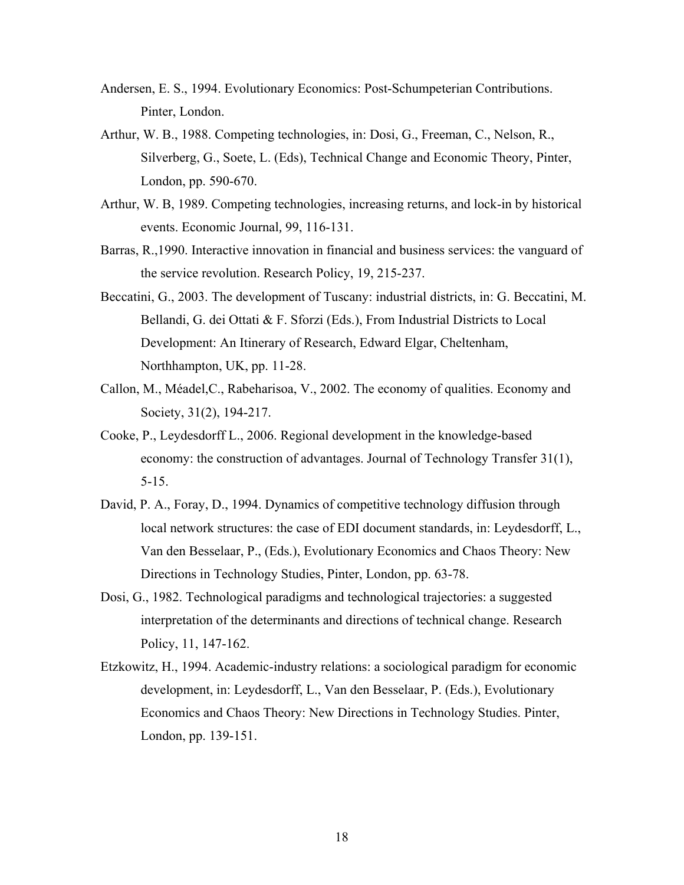Andersen, E. S., 1994. Evolutionary Economics: Post-Schumpeterian Contributions. Pinter, London.

Arthur, W. B., 1988. Competing technologies, in: Dosi, G., Freeman, C., Nelson, R., Silverberg, G., Soete, L. (Eds), Technical Change and Economic Theory, Pinter, London, pp. 590-670.

Arthur, W. B, 1989. Competing technologies, increasing returns, and lock-in by historical events. Economic Journal, 99, 116-131.

Barras, R.,1990. Interactive innovation in financial and business services: the vanguard of the service revolution. Research Policy, 19, 215-237.

Beccatini, G., 2003. The development of Tuscany: industrial districts, in: G. Beccatini, M. Bellandi, G. dei Ottati & F. Sforzi (Eds.), From Industrial Districts to Local Development: An Itinerary of Research, Edward Elgar, Cheltenham, Northhampton, UK, pp. 11-28.

Callon, M., Méadel,C., Rabeharisoa, V., 2002. The economy of qualities. Economy and Society, 31(2), 194-217.

Cooke, P., Leydesdorff L., 2006. Regional development in the knowledge-based economy: the construction of advantages. Journal of Technology Transfer 31(1), 5-15.

David, P. A., Foray, D., 1994. Dynamics of competitive technology diffusion through local network structures: the case of EDI document standards, in: Leydesdorff, L., Van den Besselaar, P., (Eds.), Evolutionary Economics and Chaos Theory: New Directions in Technology Studies, Pinter, London, pp. 63-78.

Dosi, G., 1982. Technological paradigms and technological trajectories: a suggested interpretation of the determinants and directions of technical change. Research Policy, 11, 147-162.

Etzkowitz, H., 1994. Academic-industry relations: a sociological paradigm for economic development, in: Leydesdorff, L., Van den Besselaar, P. (Eds.), Evolutionary Economics and Chaos Theory: New Directions in Technology Studies. Pinter, London, pp. 139-151.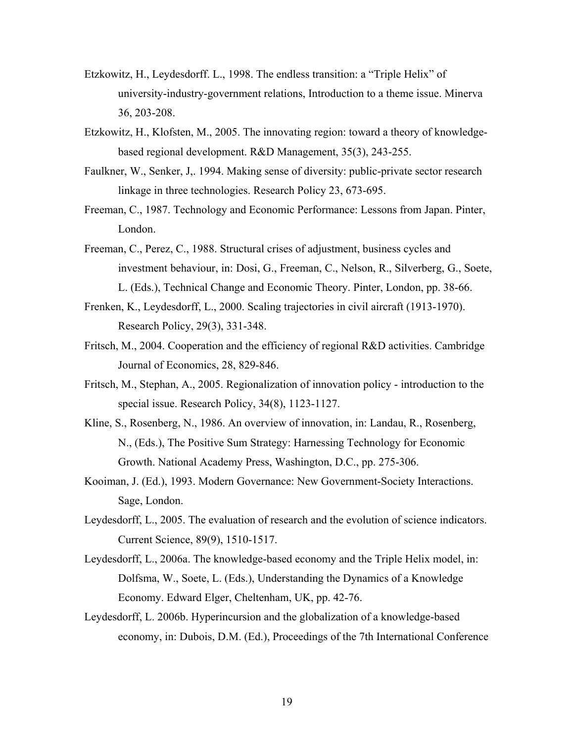Etzkowitz, H., Leydesdorff. L., 1998. The endless transition: a "Triple Helix" of university-industry-government relations, Introduction to a theme issue. Minerva 36, 203-208.

Etzkowitz, H., Klofsten, M., 2005. The innovating region: toward a theory of knowledge-based regional development. R&D Management, 35(3), 243-255.

Faulkner, W., Senker, J,. 1994. Making sense of diversity: public-private sector research linkage in three technologies. Research Policy 23, 673-695.

Freeman, C., 1987. Technology and Economic Performance: Lessons from Japan. Pinter, London.

Freeman, C., Perez, C., 1988. Structural crises of adjustment, business cycles and investment behaviour, in: Dosi, G., Freeman, C., Nelson, R., Silverberg, G., Soete, L. (Eds.), Technical Change and Economic Theory. Pinter, London, pp. 38-66.

Frenken, K., Leydesdorff, L., 2000. Scaling trajectories in civil aircraft (1913-1970). Research Policy, 29(3), 331-348.

Fritsch, M., 2004. Cooperation and the efficiency of regional R&D activities. Cambridge Journal of Economics, 28, 829-846.

Fritsch, M., Stephan, A., 2005. Regionalization of innovation policy - introduction to the special issue. Research Policy, 34(8), 1123-1127.

Kline, S., Rosenberg, N., 1986. An overview of innovation, in: Landau, R., Rosenberg, N., (Eds.), The Positive Sum Strategy: Harnessing Technology for Economic Growth. National Academy Press, Washington, D.C., pp. 275-306.

Kooiman, J. (Ed.), 1993. Modern Governance: New Government-Society Interactions. Sage, London.

Leydesdorff, L., 2005. The evaluation of research and the evolution of science indicators. Current Science, 89(9), 1510-1517.

Leydesdorff, L., 2006a. The knowledge-based economy and the Triple Helix model, in: Dolfsma, W., Soete, L. (Eds.), Understanding the Dynamics of a Knowledge Economy. Edward Elger, Cheltenham, UK, pp. 42-76.

Leydesdorff, L. 2006b. Hyperincursion and the globalization of a knowledge-based economy, in: Dubois, D.M. (Ed.), Proceedings of the 7th International Conference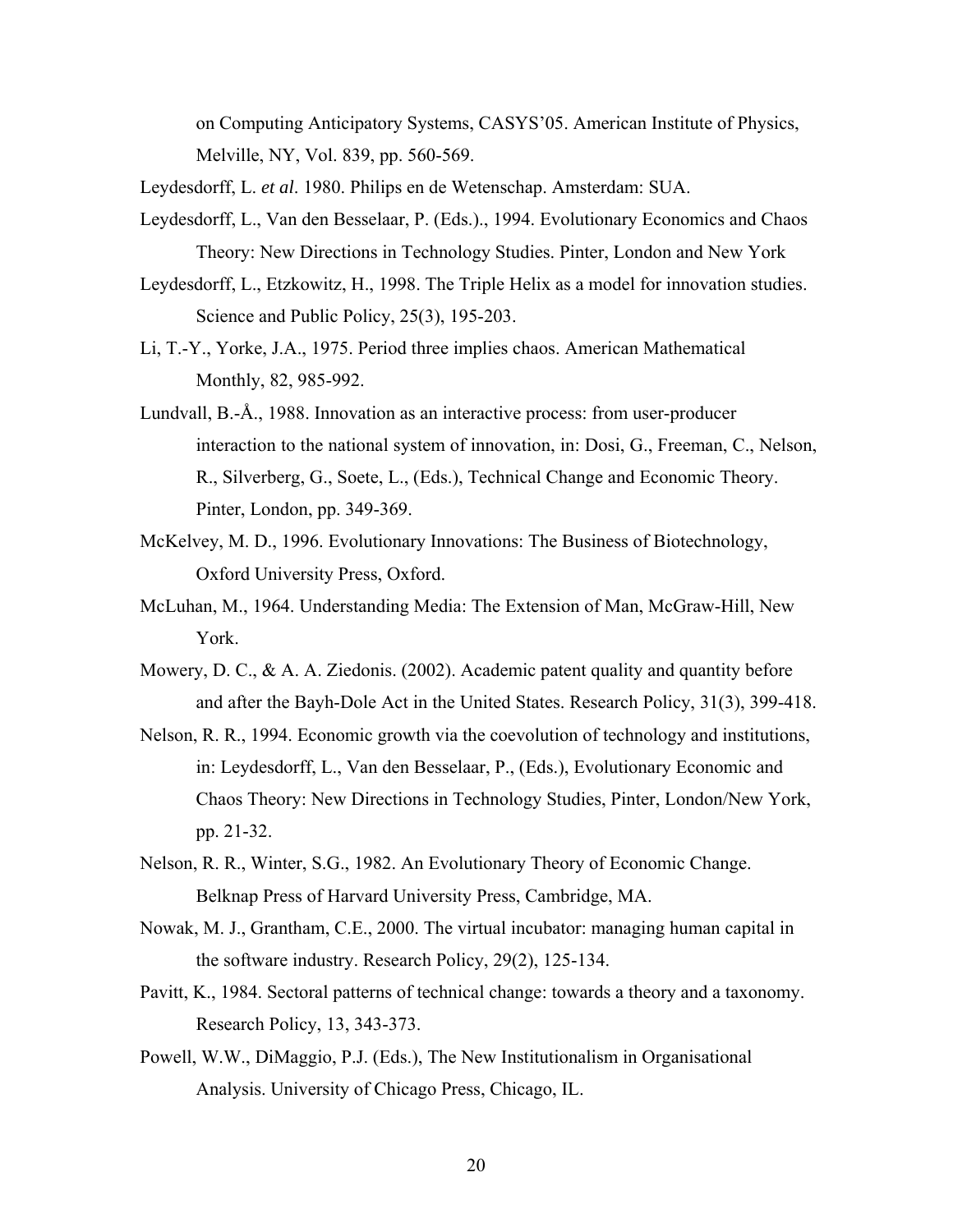on Computing Anticipatory Systems, CASYS'05. American Institute of Physics, Melville, NY, Vol. 839, pp. 560-569.

Leydesdorff, L. *et al*. 1980. Philips en de Wetenschap. Amsterdam: SUA.

Leydesdorff, L., Van den Besselaar, P. (Eds.)., 1994. Evolutionary Economics and Chaos Theory: New Directions in Technology Studies. Pinter, London and New York

Leydesdorff, L., Etzkowitz, H., 1998. The Triple Helix as a model for innovation studies. Science and Public Policy, 25(3), 195-203.

Li, T.-Y., Yorke, J.A., 1975. Period three implies chaos. American Mathematical Monthly, 82, 985-992.

Lundvall, B.-Å., 1988. Innovation as an interactive process: from user-producer interaction to the national system of innovation, in: Dosi, G., Freeman, C., Nelson, R., Silverberg, G., Soete, L., (Eds.), Technical Change and Economic Theory. Pinter, London, pp. 349-369.

McKelvey, M. D., 1996. Evolutionary Innovations: The Business of Biotechnology, Oxford University Press, Oxford.

McLuhan, M., 1964. Understanding Media: The Extension of Man, McGraw-Hill, New York.

Mowery, D. C., & A. A. Ziedonis. (2002). Academic patent quality and quantity before and after the Bayh-Dole Act in the United States. Research Policy, 31(3), 399-418.

Nelson, R. R., 1994. Economic growth via the coevolution of technology and institutions, in: Leydesdorff, L., Van den Besselaar, P., (Eds.), Evolutionary Economic and Chaos Theory: New Directions in Technology Studies, Pinter, London/New York, pp. 21-32.

Nelson, R. R., Winter, S.G., 1982. An Evolutionary Theory of Economic Change. Belknap Press of Harvard University Press, Cambridge, MA.

Nowak, M. J., Grantham, C.E., 2000. The virtual incubator: managing human capital in the software industry. Research Policy, 29(2), 125-134.

Pavitt, K., 1984. Sectoral patterns of technical change: towards a theory and a taxonomy. Research Policy, 13, 343-373.

Powell, W.W., DiMaggio, P.J. (Eds.), The New Institutionalism in Organisational Analysis. University of Chicago Press, Chicago, IL.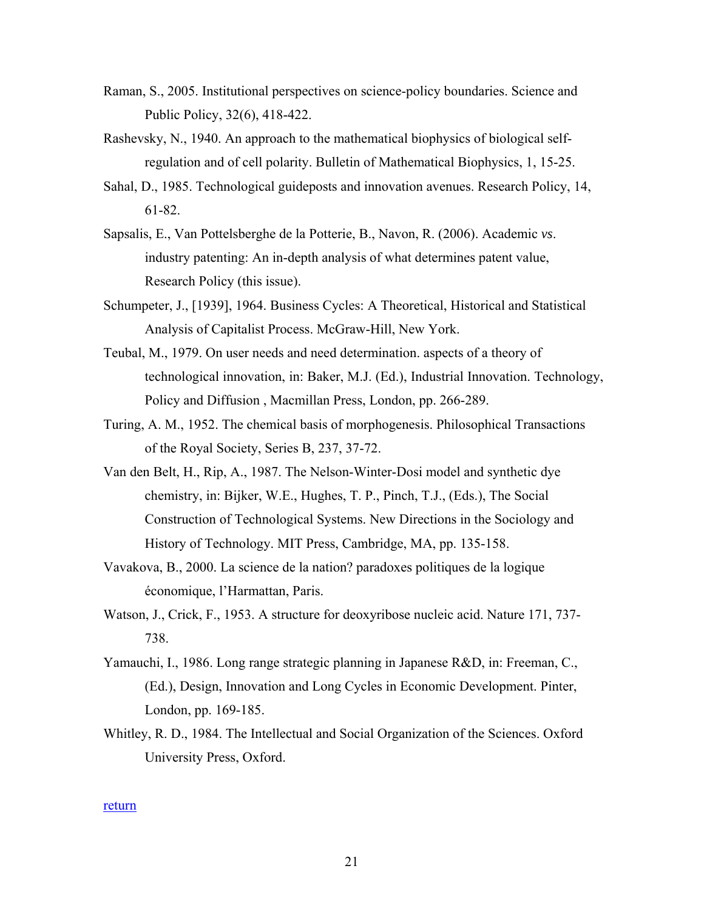Raman, S., 2005. Institutional perspectives on science-policy boundaries. Science and Public Policy, 32(6), 418-422.

Rashevsky, N., 1940. An approach to the mathematical biophysics of biological self-regulation and of cell polarity. Bulletin of Mathematical Biophysics, 1, 15-25.

Sahal, D., 1985. Technological guideposts and innovation avenues. Research Policy, 14, 61-82.

Sapsalis, E., Van Pottelsberghe de la Potterie, B., Navon, R. (2006). Academic *vs*. industry patenting: An in-depth analysis of what determines patent value, Research Policy (this issue).

Schumpeter, J., [1939], 1964. Business Cycles: A Theoretical, Historical and Statistical Analysis of Capitalist Process. McGraw-Hill, New York.

Teubal, M., 1979. On user needs and need determination. aspects of a theory of technological innovation, in: Baker, M.J. (Ed.), Industrial Innovation. Technology, Policy and Diffusion , Macmillan Press, London, pp. 266-289.

Turing, A. M., 1952. The chemical basis of morphogenesis. Philosophical Transactions of the Royal Society, Series B, 237, 37-72.

Van den Belt, H., Rip, A., 1987. The Nelson-Winter-Dosi model and synthetic dye chemistry, in: Bijker, W.E., Hughes, T. P., Pinch, T.J., (Eds.), The Social Construction of Technological Systems. New Directions in the Sociology and History of Technology. MIT Press, Cambridge, MA, pp. 135-158.

Vavakova, B., 2000. La science de la nation? paradoxes politiques de la logique économique, l'Harmattan, Paris.

Watson, J., Crick, F., 1953. A structure for deoxyribose nucleic acid. Nature 171, 737-738.

Yamauchi, I., 1986. Long range strategic planning in Japanese R&D, in: Freeman, C., (Ed.), Design, Innovation and Long Cycles in Economic Development. Pinter, London, pp. 169-185.

Whitley, R. D., 1984. The Intellectual and Social Organization of the Sciences. Oxford University Press, Oxford.

return